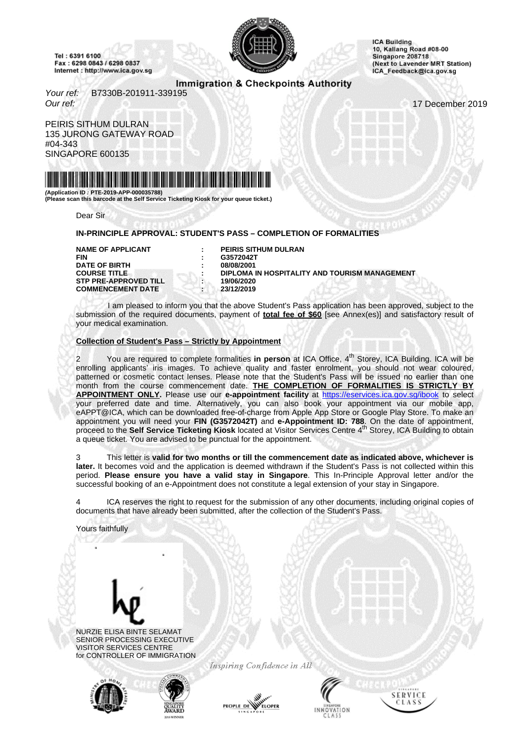Tel : 6391 6100
Fax : 6298 0843 / 6298 0837
Internet : http://www.ica.gov.sg

ICA Building
10, Kallang Road #08-00
Singapore 208718
(Next to Lavender MRT Station)
ICA_Feedback@ica.gov.sg

**Immigration & Checkpoints Authority**

*Your ref:* B7330B-201911-339195
*Our ref:*

17 December 2019

PEIRIS SITHUM DULRAN
135 JURONG GATEWAY ROAD
#04-343
SINGAPORE 600135

**(Application ID : PTE-2019-APP-000035788)**
**(Please scan this barcode at the Self Service Ticketing Kiosk for your queue ticket.)**

Dear Sir

**IN-PRINCIPLE APPROVAL: STUDENT'S PASS – COMPLETION OF FORMALITIES**

| | | |
|---|---|---|
| **NAME OF APPLICANT** | : | **PEIRIS SITHUM DULRAN** |
| **FIN** | : | **G3572042T** |
| **DATE OF BIRTH** | : | **08/08/2001** |
| **COURSE TITLE** | : | **DIPLOMA IN HOSPITALITY AND TOURISM MANAGEMENT** |
| **STP PRE-APPROVED TILL** | : | **19/06/2020** |
| **COMMENCEMENT DATE** | : | **23/12/2019** |

I am pleased to inform you that the above Student's Pass application has been approved, subject to the submission of the required documents, payment of **total fee of $60** [see Annex(es)] and satisfactory result of your medical examination.

**Collection of Student's Pass – Strictly by Appointment**

2 You are required to complete formalities **in person** at ICA Office, 4th Storey, ICA Building. ICA will be enrolling applicants' iris images. To achieve quality and faster enrolment, you should not wear coloured, patterned or cosmetic contact lenses. Please note that the Student's Pass will be issued no earlier than one month from the course commencement date. **THE COMPLETION OF FORMALITIES IS STRICTLY BY APPOINTMENT ONLY.** Please use our **e-appointment facility** at https://eservices.ica.gov.sg/ibook to select your preferred date and time. Alternatively, you can also book your appointment via our mobile app, eAPPT@ICA, which can be downloaded free-of-charge from Apple App Store or Google Play Store. To make an appointment you will need your **FIN (G3572042T)** and **e-Appointment ID: 788**. On the date of appointment, proceed to the **Self Service Ticketing Kiosk** located at Visitor Services Centre 4th Storey, ICA Building to obtain a queue ticket. You are advised to be punctual for the appointment.

3 This letter is **valid for two months or till the commencement date as indicated above, whichever is later.** It becomes void and the application is deemed withdrawn if the Student's Pass is not collected within this period. **Please ensure you have a valid stay in Singapore**. This In-Principle Approval letter and/or the successful booking of an e-Appointment does not constitute a legal extension of your stay in Singapore.

4 ICA reserves the right to request for the submission of any other documents, including original copies of documents that have already been submitted, after the collection of the Student's Pass.

Yours faithfully

NURZIE ELISA BINTE SELAMAT
SENIOR PROCESSING EXECUTIVE
VISITOR SERVICES CENTRE
for CONTROLLER OF IMMIGRATION

*Inspiring Confidence in All*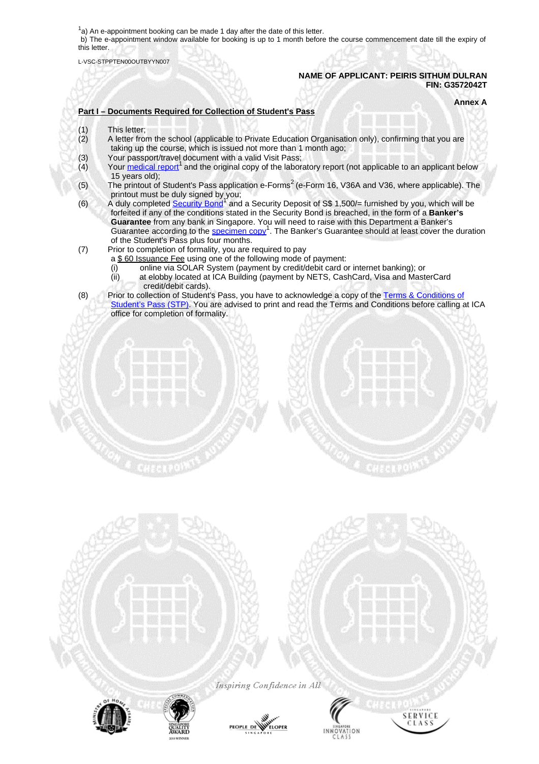[1]a) An e-appointment booking can be made 1 day after the date of this letter.
b) The e-appointment window available for booking is up to 1 month before the course commencement date till the expiry of this letter.

L-VSC-STPPTEN00OUTBYYN007

**NAME OF APPLICANT: PEIRIS SITHUM DULRAN**
**FIN: G3572042T**

**Annex A**

**Part I – Documents Required for Collection of Student's Pass**

(1) This letter;
(2) A letter from the school (applicable to Private Education Organisation only), confirming that you are taking up the course, which is issued not more than 1 month ago;
(3) Your passport/travel document with a valid Visit Pass;
(4) Your medical report[1] and the original copy of the laboratory report (not applicable to an applicant below 15 years old);
(5) The printout of Student's Pass application e-Forms[2] (e-Form 16, V36A and V36, where applicable). The printout must be duly signed by you;
(6) A duly completed Security Bond[1] and a Security Deposit of S$ 1,500/= furnished by you, which will be forfeited if any of the conditions stated in the Security Bond is breached, in the form of a **Banker's Guarantee** from any bank in Singapore. You will need to raise with this Department a Banker's Guarantee according to the specimen copy[1]. The Banker's Guarantee should at least cover the duration of the Student's Pass plus four months.
(7) Prior to completion of formality, you are required to pay a $ 60 Issuance Fee using one of the following mode of payment:
  (i) online via SOLAR System (payment by credit/debit card or internet banking); or
  (ii) at elobby located at ICA Building (payment by NETS, CashCard, Visa and MasterCard credit/debit cards).
(8) Prior to collection of Student's Pass, you have to acknowledge a copy of the Terms & Conditions of Student's Pass (STP). You are advised to print and read the Terms and Conditions before calling at ICA office for completion of formality.

*Inspiring Confidence in All*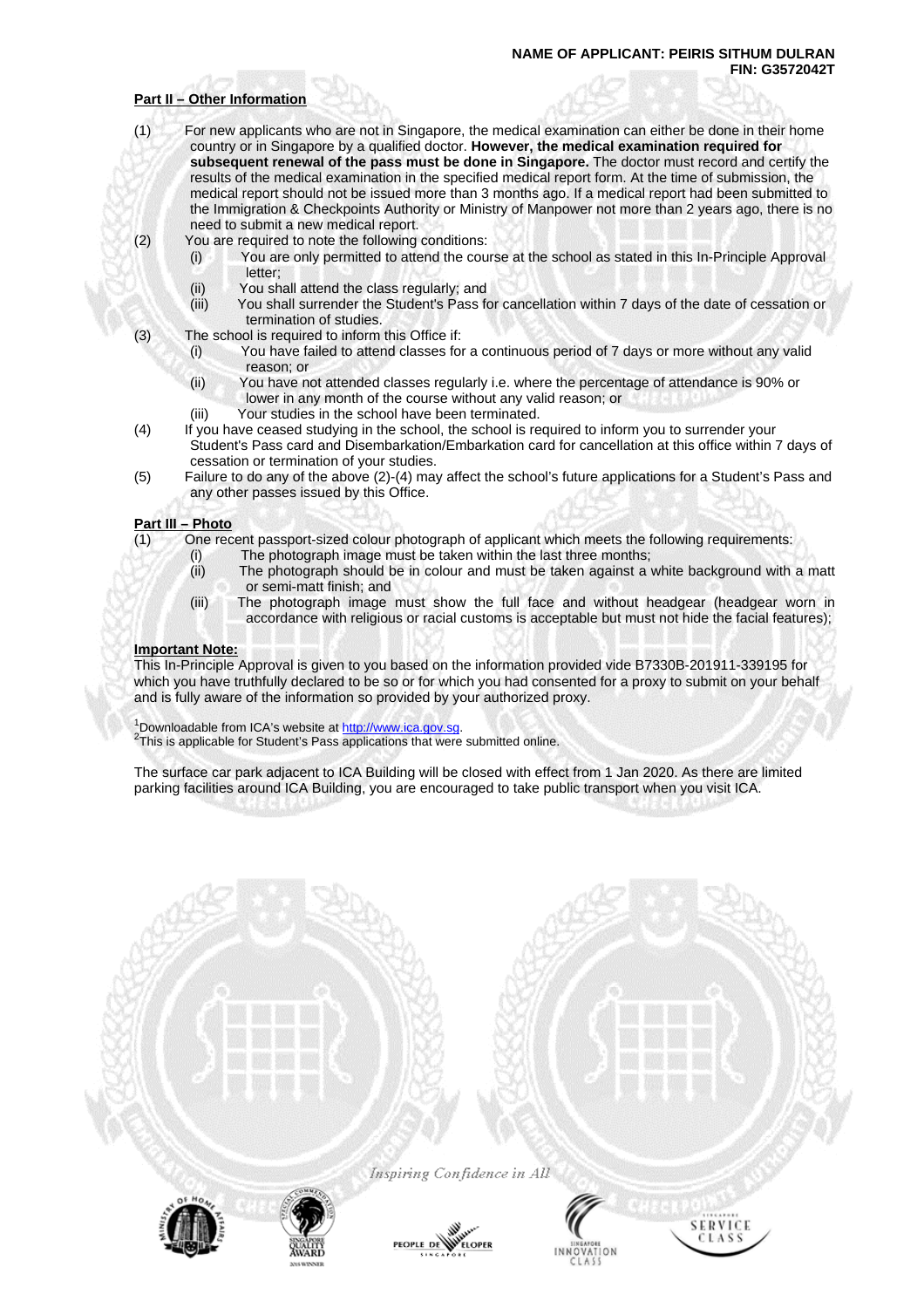**NAME OF APPLICANT: PEIRIS SITHUM DULRAN**
**FIN: G3572042T**

**Part II – Other Information**

(1) For new applicants who are not in Singapore, the medical examination can either be done in their home country or in Singapore by a qualified doctor. **However, the medical examination required for subsequent renewal of the pass must be done in Singapore.** The doctor must record and certify the results of the medical examination in the specified medical report form. At the time of submission, the medical report should not be issued more than 3 months ago. If a medical report had been submitted to the Immigration & Checkpoints Authority or Ministry of Manpower not more than 2 years ago, there is no need to submit a new medical report.

(2) You are required to note the following conditions:
   (i) You are only permitted to attend the course at the school as stated in this In-Principle Approval letter;
   (ii) You shall attend the class regularly; and
   (iii) You shall surrender the Student's Pass for cancellation within 7 days of the date of cessation or termination of studies.

(3) The school is required to inform this Office if:
   (i) You have failed to attend classes for a continuous period of 7 days or more without any valid reason; or
   (ii) You have not attended classes regularly i.e. where the percentage of attendance is 90% or lower in any month of the course without any valid reason; or
   (iii) Your studies in the school have been terminated.

(4) If you have ceased studying in the school, the school is required to inform you to surrender your Student's Pass card and Disembarkation/Embarkation card for cancellation at this office within 7 days of cessation or termination of your studies.

(5) Failure to do any of the above (2)-(4) may affect the school's future applications for a Student's Pass and any other passes issued by this Office.

**Part III – Photo**

(1) One recent passport-sized colour photograph of applicant which meets the following requirements:
   (i) The photograph image must be taken within the last three months;
   (ii) The photograph should be in colour and must be taken against a white background with a matt or semi-matt finish; and
   (iii) The photograph image must show the full face and without headgear (headgear worn in accordance with religious or racial customs is acceptable but must not hide the facial features);

**Important Note:**
This In-Principle Approval is given to you based on the information provided vide B7330B-201911-339195 for which you have truthfully declared to be so or for which you had consented for a proxy to submit on your behalf and is fully aware of the information so provided by your authorized proxy.

[1]Downloadable from ICA's website at http://www.ica.gov.sg.
[2]This is applicable for Student's Pass applications that were submitted online.

The surface car park adjacent to ICA Building will be closed with effect from 1 Jan 2020. As there are limited parking facilities around ICA Building, you are encouraged to take public transport when you visit ICA.

*Inspiring Confidence in All*